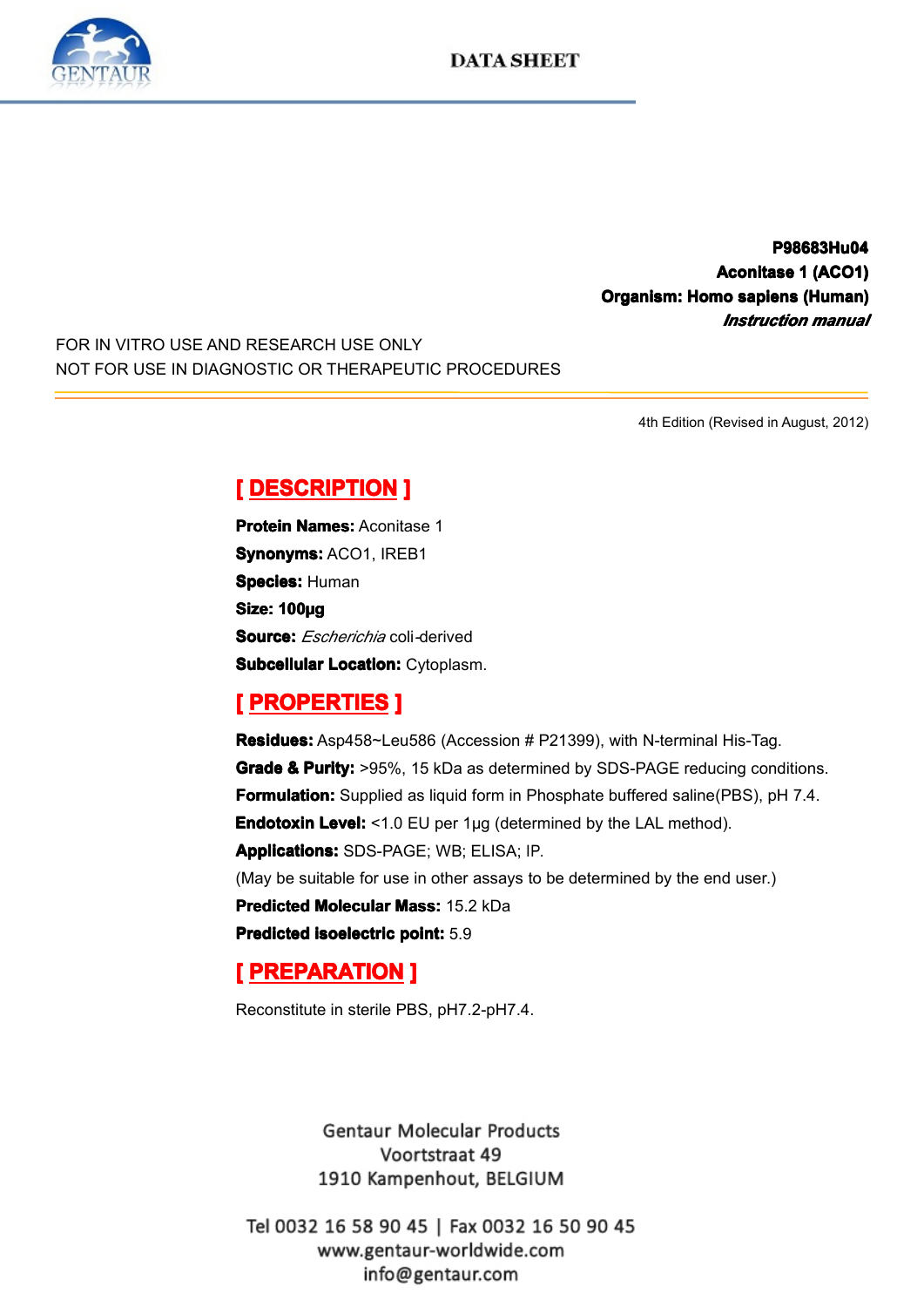**DATA SHEET**

**P98683Hu04**
**Aconitase 1 (ACO1)**
**Organism: Homo sapiens (Human)**
***Instruction manual***

FOR IN VITRO USE AND RESEARCH USE ONLY
NOT FOR USE IN DIAGNOSTIC OR THERAPEUTIC PROCEDURES

4th Edition (Revised in August, 2012)

## [ DESCRIPTION ]

**Protein Names:** Aconitase 1
**Synonyms:** ACO1, IREB1
**Species:** Human
**Size: 100µg**
**Source:** *Escherichia* coli-derived
**Subcellular Location:** Cytoplasm.

## [ PROPERTIES ]

**Residues:** Asp458~Leu586 (Accession # P21399), with N-terminal His-Tag.
**Grade & Purity:** >95%, 15 kDa as determined by SDS-PAGE reducing conditions.
**Formulation:** Supplied as liquid form in Phosphate buffered saline(PBS), pH 7.4.
**Endotoxin Level:** <1.0 EU per 1µg (determined by the LAL method).
**Applications:** SDS-PAGE; WB; ELISA; IP.
(May be suitable for use in other assays to be determined by the end user.)
**Predicted Molecular Mass:** 15.2 kDa
**Predicted isoelectric point:** 5.9

## [ PREPARATION ]

Reconstitute in sterile PBS, pH7.2-pH7.4.

Gentaur Molecular Products
Voortstraat 49
1910 Kampenhout, BELGIUM

Tel 0032 16 58 90 45 | Fax 0032 16 50 90 45
www.gentaur-worldwide.com
info@gentaur.com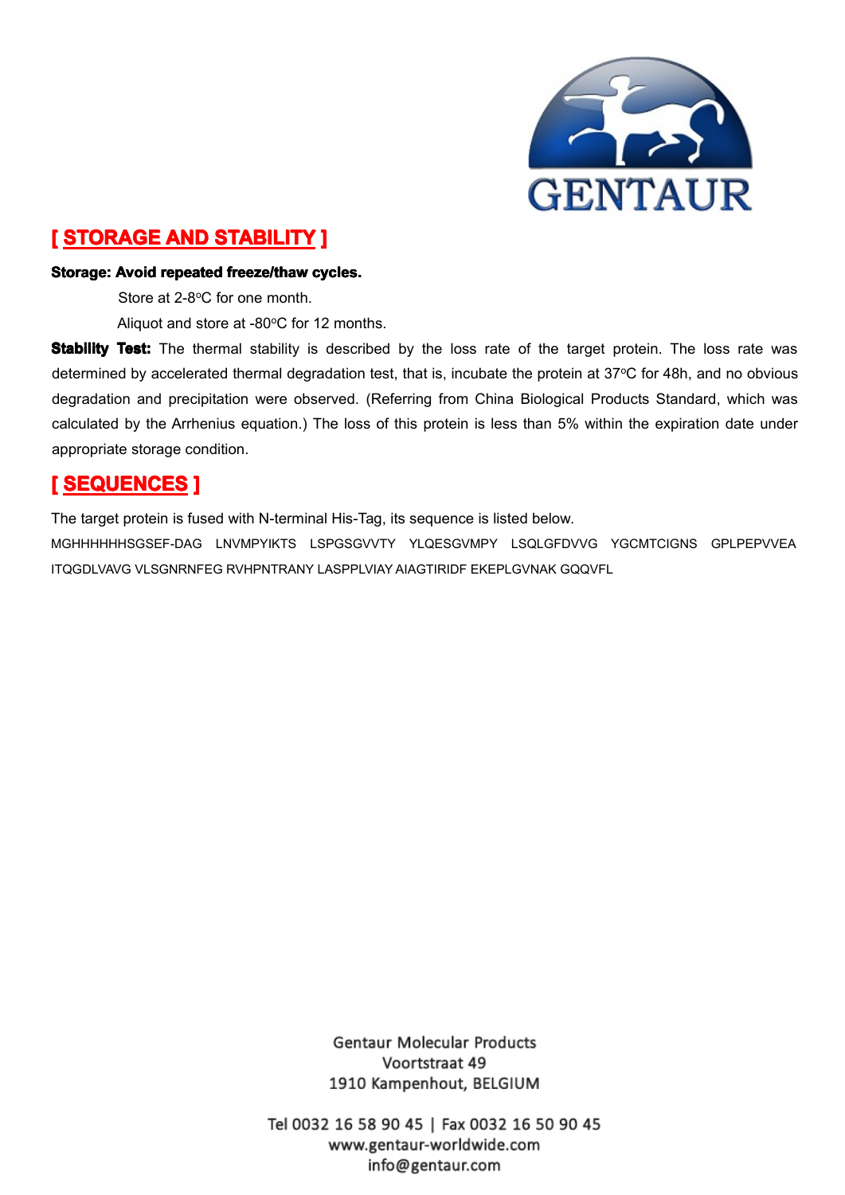## [ STORAGE AND STABILITY ]

**Storage: Avoid repeated freeze/thaw cycles.**

Store at 2-8$^{o}$C for one month.

Aliquot and store at -80$^{o}$C for 12 months.

**Stability Test:** The thermal stability is described by the loss rate of the target protein. The loss rate was determined by accelerated thermal degradation test, that is, incubate the protein at 37$^{o}$C for 48h, and no obvious degradation and precipitation were observed. (Referring from China Biological Products Standard, which was calculated by the Arrhenius equation.) The loss of this protein is less than 5% within the expiration date under appropriate storage condition.

## [ SEQUENCES ]

The target protein is fused with N-terminal His-Tag, its sequence is listed below.

MGHHHHHHSGSEF-DAG LNVMPYIKTS LSPGSGVVTY YLQESGVMPY LSQLGFDVVG YGCMTCIGNS GPLPEPVVEA ITQGDLVAVG VLSGNRNFEG RVHPNTRANY LASPPLVIAY AIAGTIRIDF EKEPLGVNAK GQQVFL

Gentaur Molecular Products
Voortstraat 49
1910 Kampenhout, BELGIUM

Tel 0032 16 58 90 45 | Fax 0032 16 50 90 45
www.gentaur-worldwide.com
info@gentaur.com